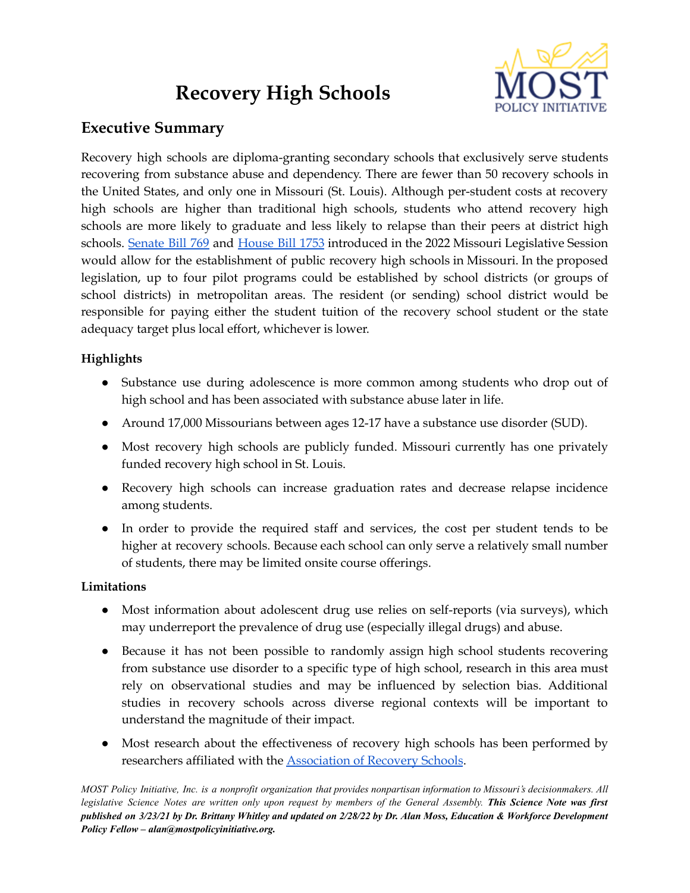# Recovery High Schools

## Executive Summary

Recovery high schools are diploma-granting secondary schools that exclusively serve students recovering from substance abuse and dependency. There are fewer than 50 recovery schools in the United States, and only one in Missouri (St. Louis). Although per-student costs at recovery high schools are higher than traditional high schools, students who attend recovery high schools are more likely to graduate and less likely to relapse than their peers at district high schools. Senate Bill 769 and House Bill 1753 introduced in the 2022 Missouri Legislative Session would allow for the establishment of public recovery high schools in Missouri. In the proposed legislation, up to four pilot programs could be established by school districts (or groups of school districts) in metropolitan areas. The resident (or sending) school district would be responsible for paying either the student tuition of the recovery school student or the state adequacy target plus local effort, whichever is lower.

### Highlights

- Substance use during adolescence is more common among students who drop out of high school and has been associated with substance abuse later in life.
- Around 17,000 Missourians between ages 12-17 have a substance use disorder (SUD).
- Most recovery high schools are publicly funded. Missouri currently has one privately funded recovery high school in St. Louis.
- Recovery high schools can increase graduation rates and decrease relapse incidence among students.
- In order to provide the required staff and services, the cost per student tends to be higher at recovery schools. Because each school can only serve a relatively small number of students, there may be limited onsite course offerings.

### Limitations

- Most information about adolescent drug use relies on self-reports (via surveys), which may underreport the prevalence of drug use (especially illegal drugs) and abuse.
- Because it has not been possible to randomly assign high school students recovering from substance use disorder to a specific type of high school, research in this area must rely on observational studies and may be influenced by selection bias. Additional studies in recovery schools across diverse regional contexts will be important to understand the magnitude of their impact.
- Most research about the effectiveness of recovery high schools has been performed by researchers affiliated with the Association of Recovery Schools.

*MOST Policy Initiative, Inc. is a nonprofit organization that provides nonpartisan information to Missouri's decisionmakers. All legislative Science Notes are written only upon request by members of the General Assembly.* ***This Science Note was first published on 3/23/21 by Dr. Brittany Whitley and updated on 2/28/22 by Dr. Alan Moss, Education & Workforce Development Policy Fellow – alan@mostpolicyinitiative.org.***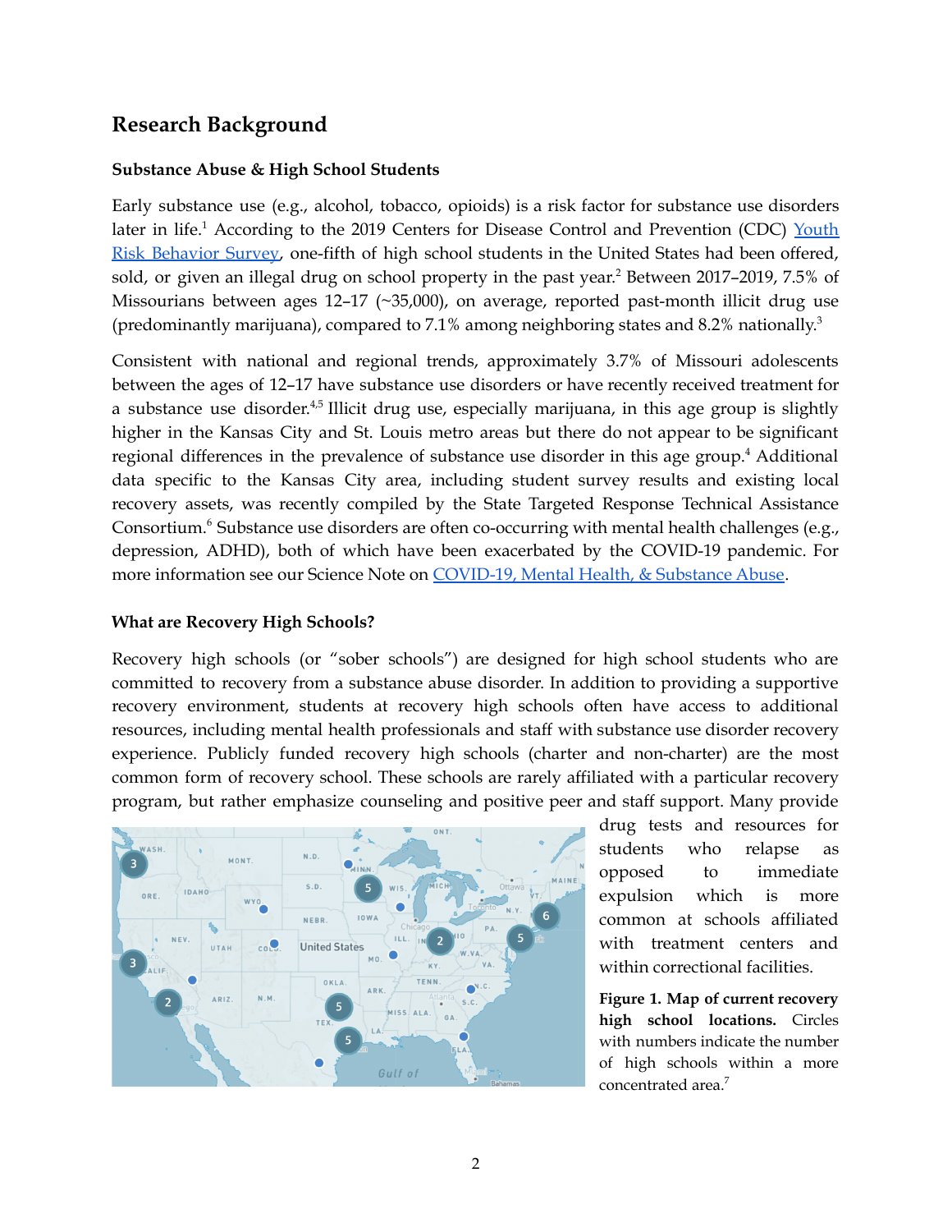## Research Background

### Substance Abuse & High School Students

Early substance use (e.g., alcohol, tobacco, opioids) is a risk factor for substance use disorders later in life.[1] According to the 2019 Centers for Disease Control and Prevention (CDC) Youth Risk Behavior Survey, one-fifth of high school students in the United States had been offered, sold, or given an illegal drug on school property in the past year.[2] Between 2017–2019, 7.5% of Missourians between ages 12–17 (~35,000), on average, reported past-month illicit drug use (predominantly marijuana), compared to 7.1% among neighboring states and 8.2% nationally.[3]

Consistent with national and regional trends, approximately 3.7% of Missouri adolescents between the ages of 12–17 have substance use disorders or have recently received treatment for a substance use disorder.[4,5] Illicit drug use, especially marijuana, in this age group is slightly higher in the Kansas City and St. Louis metro areas but there do not appear to be significant regional differences in the prevalence of substance use disorder in this age group.[4] Additional data specific to the Kansas City area, including student survey results and existing local recovery assets, was recently compiled by the State Targeted Response Technical Assistance Consortium.[6] Substance use disorders are often co-occurring with mental health challenges (e.g., depression, ADHD), both of which have been exacerbated by the COVID-19 pandemic. For more information see our Science Note on COVID-19, Mental Health, & Substance Abuse.

### What are Recovery High Schools?

Recovery high schools (or "sober schools") are designed for high school students who are committed to recovery from a substance abuse disorder. In addition to providing a supportive recovery environment, students at recovery high schools often have access to additional resources, including mental health professionals and staff with substance use disorder recovery experience. Publicly funded recovery high schools (charter and non-charter) are the most common form of recovery school. These schools are rarely affiliated with a particular recovery program, but rather emphasize counseling and positive peer and staff support. Many provide drug tests and resources for students who relapse as opposed to immediate expulsion which is more common at schools affiliated with treatment centers and within correctional facilities.

**Figure 1. Map of current recovery high school locations.** Circles with numbers indicate the number of high schools within a more concentrated area.[7]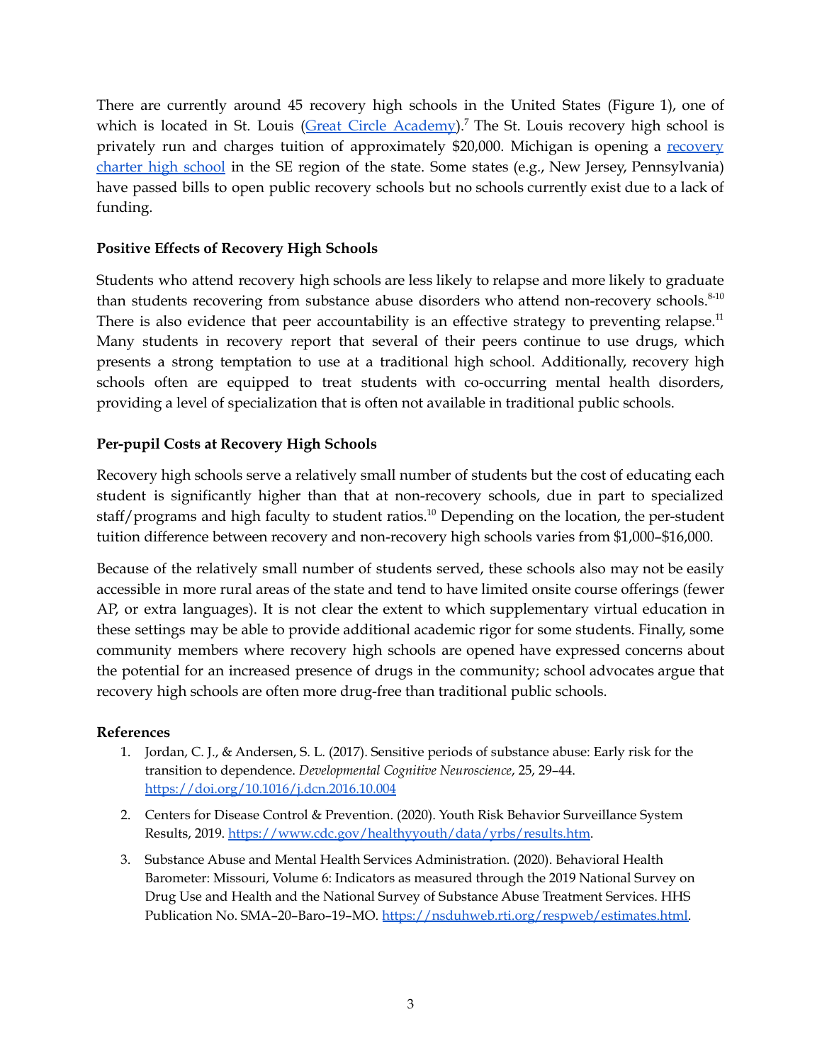There are currently around 45 recovery high schools in the United States (Figure 1), one of which is located in St. Louis ([Great Circle Academy](https://www.greatcircle.org/)).[7] The St. Louis recovery high school is privately run and charges tuition of approximately $20,000. Michigan is opening a [recovery charter high school](https://example.com) in the SE region of the state. Some states (e.g., New Jersey, Pennsylvania) have passed bills to open public recovery schools but no schools currently exist due to a lack of funding.

**Positive Effects of Recovery High Schools**

Students who attend recovery high schools are less likely to relapse and more likely to graduate than students recovering from substance abuse disorders who attend non-recovery schools.[8-10] There is also evidence that peer accountability is an effective strategy to preventing relapse.[11] Many students in recovery report that several of their peers continue to use drugs, which presents a strong temptation to use at a traditional high school. Additionally, recovery high schools often are equipped to treat students with co-occurring mental health disorders, providing a level of specialization that is often not available in traditional public schools.

**Per-pupil Costs at Recovery High Schools**

Recovery high schools serve a relatively small number of students but the cost of educating each student is significantly higher than that at non-recovery schools, due in part to specialized staff/programs and high faculty to student ratios.[10] Depending on the location, the per-student tuition difference between recovery and non-recovery high schools varies from $1,000–$16,000.

Because of the relatively small number of students served, these schools also may not be easily accessible in more rural areas of the state and tend to have limited onsite course offerings (fewer AP, or extra languages). It is not clear the extent to which supplementary virtual education in these settings may be able to provide additional academic rigor for some students. Finally, some community members where recovery high schools are opened have expressed concerns about the potential for an increased presence of drugs in the community; school advocates argue that recovery high schools are often more drug-free than traditional public schools.

**References**

1. Jordan, C. J., & Andersen, S. L. (2017). Sensitive periods of substance abuse: Early risk for the transition to dependence. *Developmental Cognitive Neuroscience*, 25, 29–44. https://doi.org/10.1016/j.dcn.2016.10.004
2. Centers for Disease Control & Prevention. (2020). Youth Risk Behavior Surveillance System Results, 2019. https://www.cdc.gov/healthyyouth/data/yrbs/results.htm.
3. Substance Abuse and Mental Health Services Administration. (2020). Behavioral Health Barometer: Missouri, Volume 6: Indicators as measured through the 2019 National Survey on Drug Use and Health and the National Survey of Substance Abuse Treatment Services. HHS Publication No. SMA–20–Baro–19–MO. https://nsduhweb.rti.org/respweb/estimates.html.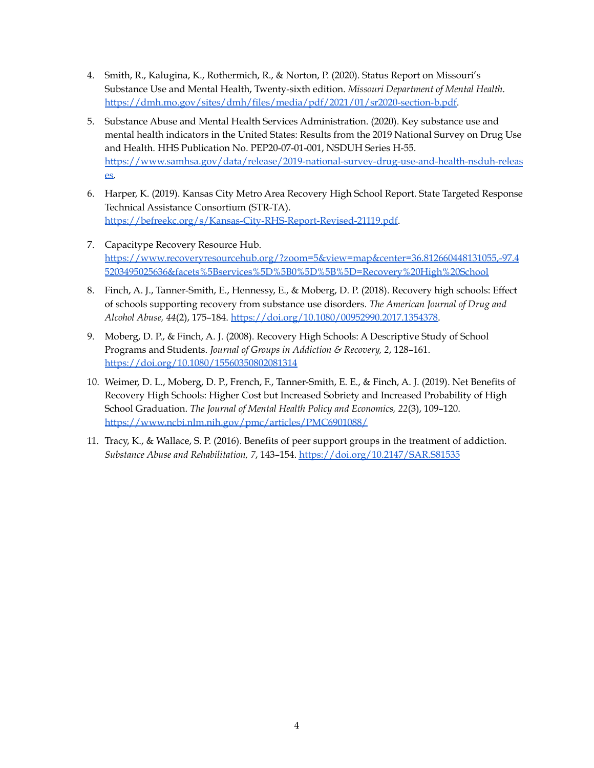4. Smith, R., Kalugina, K., Rothermich, R., & Norton, P. (2020). Status Report on Missouri's Substance Use and Mental Health, Twenty-sixth edition. *Missouri Department of Mental Health.* https://dmh.mo.gov/sites/dmh/files/media/pdf/2021/01/sr2020-section-b.pdf.

5. Substance Abuse and Mental Health Services Administration. (2020). Key substance use and mental health indicators in the United States: Results from the 2019 National Survey on Drug Use and Health. HHS Publication No. PEP20-07-01-001, NSDUH Series H-55. https://www.samhsa.gov/data/release/2019-national-survey-drug-use-and-health-nsduh-releases.

6. Harper, K. (2019). Kansas City Metro Area Recovery High School Report. State Targeted Response Technical Assistance Consortium (STR-TA). https://befreekc.org/s/Kansas-City-RHS-Report-Revised-21119.pdf.

7. Capacitype Recovery Resource Hub. https://www.recoveryresourcehub.org/?zoom=5&view=map&center=36.812660448131055,-97.45203495025636&facets%5Bservices%5D%5B0%5D%5B%5D=Recovery%20High%20School

8. Finch, A. J., Tanner-Smith, E., Hennessy, E., & Moberg, D. P. (2018). Recovery high schools: Effect of schools supporting recovery from substance use disorders. *The American Journal of Drug and Alcohol Abuse, 44*(2), 175–184. https://doi.org/10.1080/00952990.2017.1354378.

9. Moberg, D. P., & Finch, A. J. (2008). Recovery High Schools: A Descriptive Study of School Programs and Students. *Journal of Groups in Addiction & Recovery, 2*, 128–161. https://doi.org/10.1080/15560350802081314

10. Weimer, D. L., Moberg, D. P., French, F., Tanner-Smith, E. E., & Finch, A. J. (2019). Net Benefits of Recovery High Schools: Higher Cost but Increased Sobriety and Increased Probability of High School Graduation. *The Journal of Mental Health Policy and Economics, 22*(3), 109–120. https://www.ncbi.nlm.nih.gov/pmc/articles/PMC6901088/

11. Tracy, K., & Wallace, S. P. (2016). Benefits of peer support groups in the treatment of addiction. *Substance Abuse and Rehabilitation, 7*, 143–154. https://doi.org/10.2147/SAR.S81535